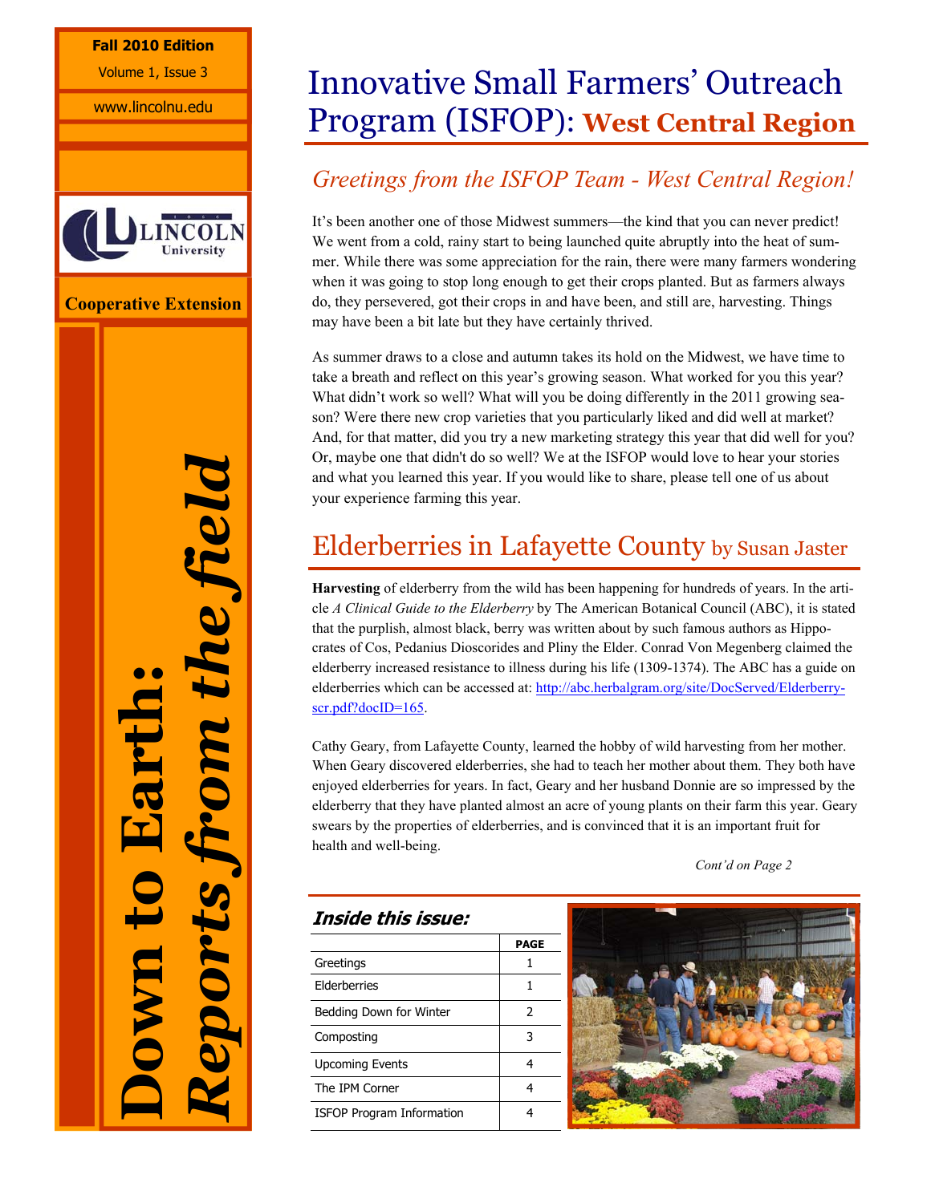Fall 2010 Edition

Volume 1, Issue 3

www.lincolnu.edu

Lincoln University

Cooperative Extension

**Down to Earth:** ***Reports from the field***

# Innovative Small Farmers' Outreach Program (ISFOP): **West Central Region**

## *Greetings from the ISFOP Team - West Central Region!*

It's been another one of those Midwest summers—the kind that you can never predict! We went from a cold, rainy start to being launched quite abruptly into the heat of summer. While there was some appreciation for the rain, there were many farmers wondering when it was going to stop long enough to get their crops planted. But as farmers always do, they persevered, got their crops in and have been, and still are, harvesting. Things may have been a bit late but they have certainly thrived.

As summer draws to a close and autumn takes its hold on the Midwest, we have time to take a breath and reflect on this year's growing season. What worked for you this year? What didn't work so well? What will you be doing differently in the 2011 growing season? Were there new crop varieties that you particularly liked and did well at market? And, for that matter, did you try a new marketing strategy this year that did well for you? Or, maybe one that didn't do so well? We at the ISFOP would love to hear your stories and what you learned this year. If you would like to share, please tell one of us about your experience farming this year.

## Elderberries in Lafayette County by Susan Jaster

**Harvesting** of elderberry from the wild has been happening for hundreds of years. In the article *A Clinical Guide to the Elderberry* by The American Botanical Council (ABC), it is stated that the purplish, almost black, berry was written about by such famous authors as Hippocrates of Cos, Pedanius Dioscorides and Pliny the Elder. Conrad Von Megenberg claimed the elderberry increased resistance to illness during his life (1309-1374). The ABC has a guide on elderberries which can be accessed at: http://abc.herbalgram.org/site/DocServed/Elderberry-scr.pdf?docID=165.

Cathy Geary, from Lafayette County, learned the hobby of wild harvesting from her mother. When Geary discovered elderberries, she had to teach her mother about them. They both have enjoyed elderberries for years. In fact, Geary and her husband Donnie are so impressed by the elderberry that they have planted almost an acre of young plants on their farm this year. Geary swears by the properties of elderberries, and is convinced that it is an important fruit for health and well-being.

*Cont'd on Page 2*

### *Inside this issue:*

| | PAGE |
|---|---|
| Greetings | 1 |
| Elderberries | 1 |
| Bedding Down for Winter | 2 |
| Composting | 3 |
| Upcoming Events | 4 |
| The IPM Corner | 4 |
| ISFOP Program Information | 4 |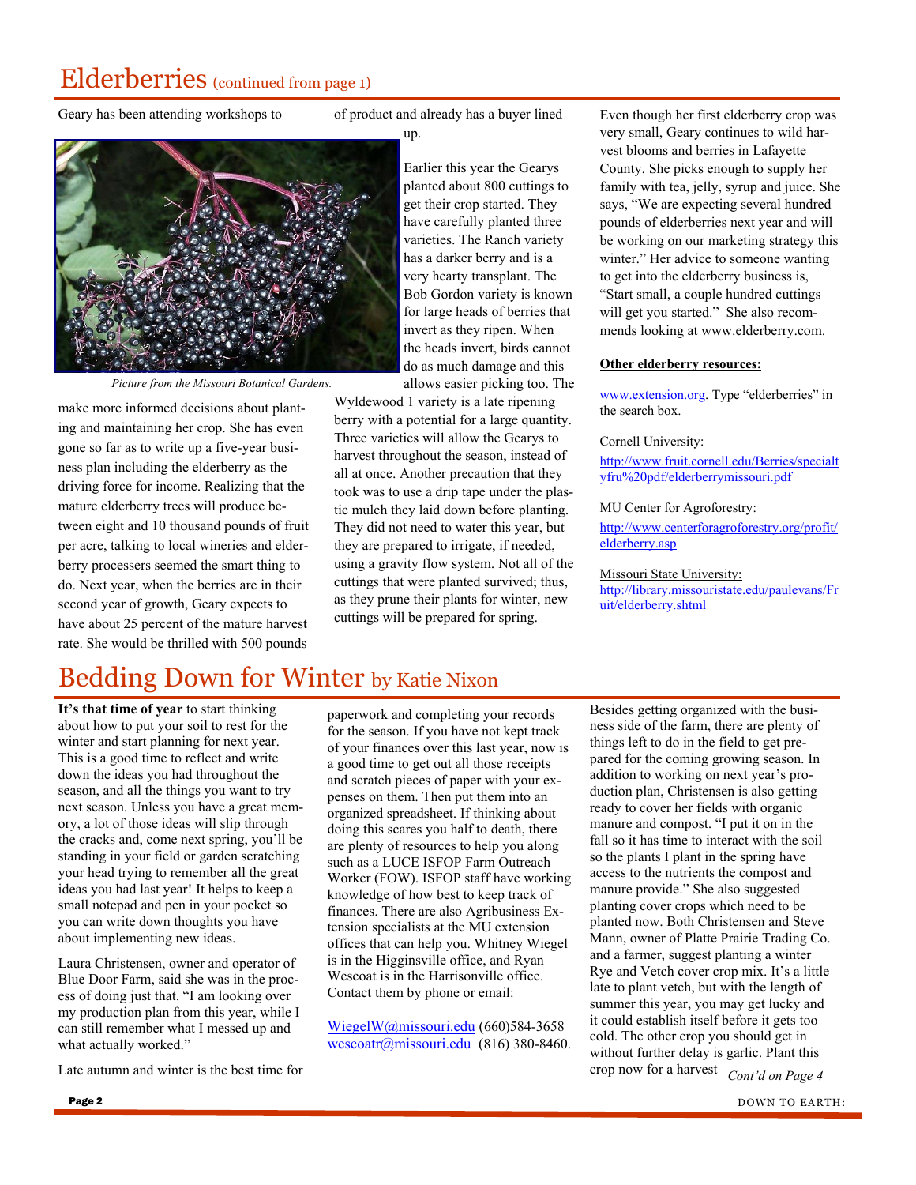# Elderberries (continued from page 1)

Geary has been attending workshops to make more informed decisions about planting and maintaining her crop. She has even gone so far as to write up a five-year business plan including the elderberry as the driving force for income. Realizing that the mature elderberry trees will produce between eight and 10 thousand pounds of fruit per acre, talking to local wineries and elderberry processers seemed the smart thing to do. Next year, when the berries are in their second year of growth, Geary expects to have about 25 percent of the mature harvest rate. She would be thrilled with 500 pounds of product and already has a buyer lined up.

*Picture from the Missouri Botanical Gardens.*

Earlier this year the Gearys planted about 800 cuttings to get their crop started. They have carefully planted three varieties. The Ranch variety has a darker berry and is a very hearty transplant. The Bob Gordon variety is known for large heads of berries that invert as they ripen. When the heads invert, birds cannot do as much damage and this allows easier picking too. The Wyldewood 1 variety is a late ripening berry with a potential for a large quantity. Three varieties will allow the Gearys to harvest throughout the season, instead of all at once. Another precaution that they took was to use a drip tape under the plastic mulch they laid down before planting. They did not need to water this year, but they are prepared to irrigate, if needed, using a gravity flow system. Not all of the cuttings that were planted survived; thus, as they prune their plants for winter, new cuttings will be prepared for spring.

Even though her first elderberry crop was very small, Geary continues to wild harvest blooms and berries in Lafayette County. She picks enough to supply her family with tea, jelly, syrup and juice. She says, "We are expecting several hundred pounds of elderberries next year and will be working on our marketing strategy this winter." Her advice to someone wanting to get into the elderberry business is, "Start small, a couple hundred cuttings will get you started." She also recommends looking at www.elderberry.com.

**Other elderberry resources:**

www.extension.org. Type "elderberries" in the search box.

Cornell University:
http://www.fruit.cornell.edu/Berries/specialtyfru%20pdf/elderberrymissouri.pdf

MU Center for Agroforestry:
http://www.centerforagroforestry.org/profit/elderberry.asp

Missouri State University:
http://library.missouristate.edu/paulevans/Fruit/elderberry.shtml

# Bedding Down for Winter by Katie Nixon

**It's that time of year** to start thinking about how to put your soil to rest for the winter and start planning for next year. This is a good time to reflect and write down the ideas you had throughout the season, and all the things you want to try next season. Unless you have a great memory, a lot of those ideas will slip through the cracks and, come next spring, you'll be standing in your field or garden scratching your head trying to remember all the great ideas you had last year! It helps to keep a small notepad and pen in your pocket so you can write down thoughts you have about implementing new ideas.

Laura Christensen, owner and operator of Blue Door Farm, said she was in the process of doing just that. "I am looking over my production plan from this year, while I can still remember what I messed up and what actually worked."

Late autumn and winter is the best time for paperwork and completing your records for the season. If you have not kept track of your finances over this last year, now is a good time to get out all those receipts and scratch pieces of paper with your expenses on them. Then put them into an organized spreadsheet. If thinking about doing this scares you half to death, there are plenty of resources to help you along such as a LUCE ISFOP Farm Outreach Worker (FOW). ISFOP staff have working knowledge of how best to keep track of finances. There are also Agribusiness Extension specialists at the MU extension offices that can help you. Whitney Wiegel is in the Higginsville office, and Ryan Wescoat is in the Harrisonville office. Contact them by phone or email:

WiegelW@missouri.edu (660)584-3658
wescoatr@missouri.edu (816) 380-8460.

Besides getting organized with the business side of the farm, there are plenty of things left to do in the field to get prepared for the coming growing season. In addition to working on next year's production plan, Christensen is also getting ready to cover her fields with organic manure and compost. "I put it on in the fall so it has time to interact with the soil so the plants I plant in the spring have access to the nutrients the compost and manure provide." She also suggested planting cover crops which need to be planted now. Both Christensen and Steve Mann, owner of Platte Prairie Trading Co. and a farmer, suggest planting a winter Rye and Vetch cover crop mix. It's a little late to plant vetch, but with the length of summer this year, you may get lucky and it could establish itself before it gets too cold. The other crop you should get in without further delay is garlic. Plant this crop now for a harvest *Cont'd on Page 4*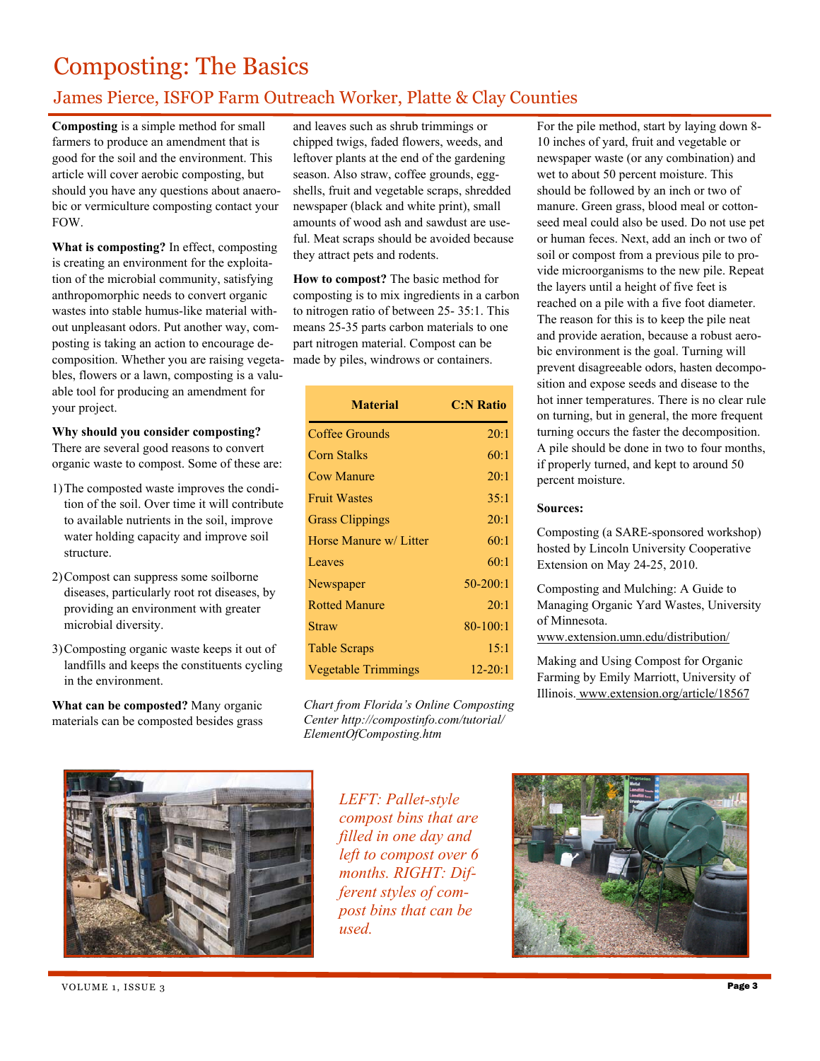// Composting: The Basics

## James Pierce, ISFOP Farm Outreach Worker, Platte & Clay Counties

**Composting** is a simple method for small farmers to produce an amendment that is good for the soil and the environment. This article will cover aerobic composting, but should you have any questions about anaerobic or vermiculture composting contact your FOW.

**What is composting?** In effect, composting is creating an environment for the exploitation of the microbial community, satisfying anthropomorphic needs to convert organic wastes into stable humus-like material without unpleasant odors. Put another way, composting is taking an action to encourage decomposition. Whether you are raising vegetables, flowers or a lawn, composting is a valuable tool for producing an amendment for your project.

**Why should you consider composting?** There are several good reasons to convert organic waste to compost. Some of these are:

1) The composted waste improves the condition of the soil. Over time it will contribute to available nutrients in the soil, improve water holding capacity and improve soil structure.
2) Compost can suppress some soilborne diseases, particularly root rot diseases, by providing an environment with greater microbial diversity.
3) Composting organic waste keeps it out of landfills and keeps the constituents cycling in the environment.

**What can be composted?** Many organic materials can be composted besides grass and leaves such as shrub trimmings or chipped twigs, faded flowers, weeds, and leftover plants at the end of the gardening season. Also straw, coffee grounds, eggshells, fruit and vegetable scraps, shredded newspaper (black and white print), small amounts of wood ash and sawdust are useful. Meat scraps should be avoided because they attract pets and rodents.

**How to compost?** The basic method for composting is to mix ingredients in a carbon to nitrogen ratio of between 25- 35:1. This means 25-35 parts carbon materials to one part nitrogen material. Compost can be made by piles, windrows or containers.

| Material | C:N Ratio |
|---|---|
| Coffee Grounds | 20:1 |
| Corn Stalks | 60:1 |
| Cow Manure | 20:1 |
| Fruit Wastes | 35:1 |
| Grass Clippings | 20:1 |
| Horse Manure w/ Litter | 60:1 |
| Leaves | 60:1 |
| Newspaper | 50-200:1 |
| Rotted Manure | 20:1 |
| Straw | 80-100:1 |
| Table Scraps | 15:1 |
| Vegetable Trimmings | 12-20:1 |

*Chart from Florida's Online Composting Center http://compostinfo.com/tutorial/ElementOfComposting.htm*

For the pile method, start by laying down 8-10 inches of yard, fruit and vegetable or newspaper waste (or any combination) and wet to about 50 percent moisture. This should be followed by an inch or two of manure. Green grass, blood meal or cottonseed meal could also be used. Do not use pet or human feces. Next, add an inch or two of soil or compost from a previous pile to provide microorganisms to the new pile. Repeat the layers until a height of five feet is reached on a pile with a five foot diameter. The reason for this is to keep the pile neat and provide aeration, because a robust aerobic environment is the goal. Turning will prevent disagreeable odors, hasten decomposition and expose seeds and disease to the hot inner temperatures. There is no clear rule on turning, but in general, the more frequent turning occurs the faster the decomposition. A pile should be done in two to four months, if properly turned, and kept to around 50 percent moisture.

**Sources:**

Composting (a SARE-sponsored workshop) hosted by Lincoln University Cooperative Extension on May 24-25, 2010.

Composting and Mulching: A Guide to Managing Organic Yard Wastes, University of Minnesota. www.extension.umn.edu/distribution/

Making and Using Compost for Organic Farming by Emily Marriott, University of Illinois. www.extension.org/article/18567

*LEFT: Pallet-style compost bins that are filled in one day and left to compost over 6 months. RIGHT: Different styles of compost bins that can be used.*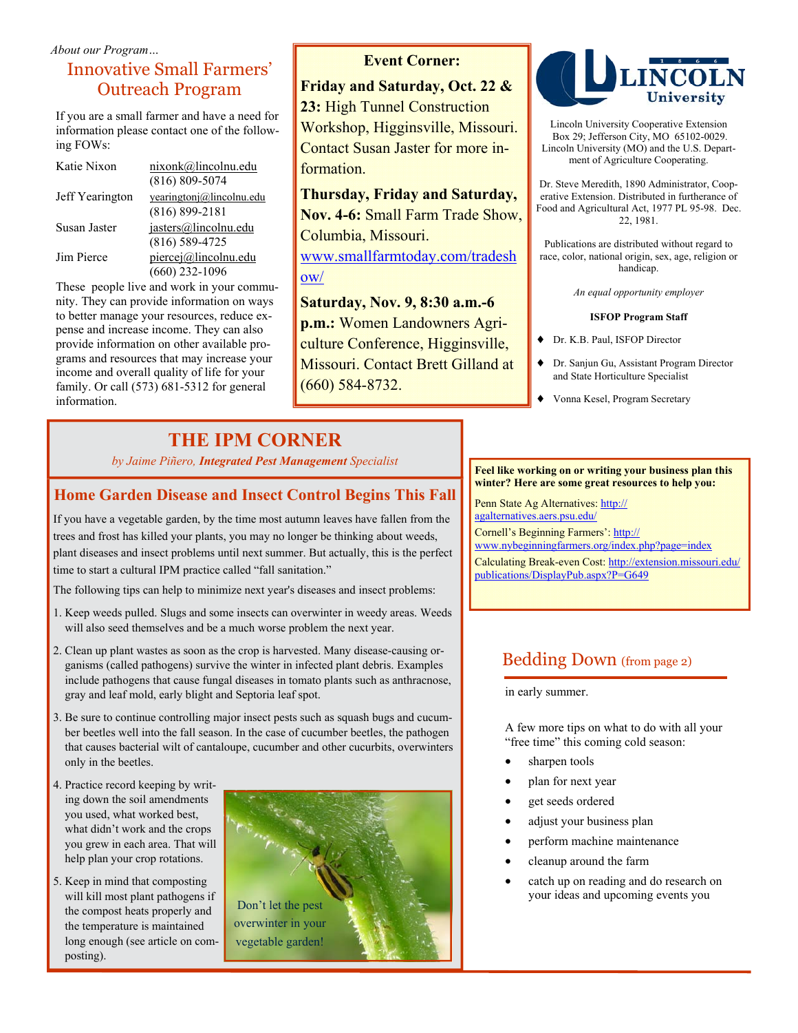*About our Program…*

## Innovative Small Farmers' Outreach Program

If you are a small farmer and have a need for information please contact one of the following FOWs:

| | | |
|---|---|---|
| Katie Nixon | nixonk@lincolnu.edu | (816) 809-5074 |
| Jeff Yearington | yearingtonj@lincolnu.edu | (816) 899-2181 |
| Susan Jaster | jasters@lincolnu.edu | (816) 589-4725 |
| Jim Pierce | piercej@lincolnu.edu | (660) 232-1096 |

These people live and work in your community. They can provide information on ways to better manage your resources, reduce expense and increase income. They can also provide information on other available programs and resources that may increase your income and overall quality of life for your family. Or call (573) 681-5312 for general information.

### Event Corner:

**Friday and Saturday, Oct. 22 & 23:** High Tunnel Construction Workshop, Higginsville, Missouri. Contact Susan Jaster for more information.

**Thursday, Friday and Saturday, Nov. 4-6:** Small Farm Trade Show, Columbia, Missouri. www.smallfarmtoday.com/tradeshow/

**Saturday, Nov. 9, 8:30 a.m.-6 p.m.:** Women Landowners Agriculture Conference, Higginsville, Missouri. Contact Brett Gilland at (660) 584-8732.

LINCOLN University 1866

Lincoln University Cooperative Extension Box 29; Jefferson City, MO 65102-0029. Lincoln University (MO) and the U.S. Department of Agriculture Cooperating.

Dr. Steve Meredith, 1890 Administrator, Cooperative Extension. Distributed in furtherance of Food and Agricultural Act, 1977 PL 95-98. Dec. 22, 1981.

Publications are distributed without regard to race, color, national origin, sex, age, religion or handicap.

*An equal opportunity employer*

**ISFOP Program Staff**

- Dr. K.B. Paul, ISFOP Director
- Dr. Sanjun Gu, Assistant Program Director and State Horticulture Specialist
- Vonna Kesel, Program Secretary

## THE IPM CORNER

*by Jaime Piñero, **Integrated Pest Management** Specialist*

### Home Garden Disease and Insect Control Begins This Fall

If you have a vegetable garden, by the time most autumn leaves have fallen from the trees and frost has killed your plants, you may no longer be thinking about weeds, plant diseases and insect problems until next summer. But actually, this is the perfect time to start a cultural IPM practice called "fall sanitation."

The following tips can help to minimize next year's diseases and insect problems:

1. Keep weeds pulled. Slugs and some insects can overwinter in weedy areas. Weeds will also seed themselves and be a much worse problem the next year.
2. Clean up plant wastes as soon as the crop is harvested. Many disease-causing organisms (called pathogens) survive the winter in infected plant debris. Examples include pathogens that cause fungal diseases in tomato plants such as anthracnose, gray and leaf mold, early blight and Septoria leaf spot.
3. Be sure to continue controlling major insect pests such as squash bugs and cucumber beetles well into the fall season. In the case of cucumber beetles, the pathogen that causes bacterial wilt of cantaloupe, cucumber and other cucurbits, overwinters only in the beetles.
4. Practice record keeping by writing down the soil amendments you used, what worked best, what didn't work and the crops you grew in each area. That will help plan your crop rotations.
5. Keep in mind that composting will kill most plant pathogens if the compost heats properly and the temperature is maintained long enough (see article on composting).

Don't let the pest overwinter in your vegetable garden!

**Feel like working on or writing your business plan this winter? Here are some great resources to help you:**

Penn State Ag Alternatives: http://agalternatives.aers.psu.edu/

Cornell's Beginning Farmers': http://www.nybeginningfarmers.org/index.php?page=index

Calculating Break-even Cost: http://extension.missouri.edu/publications/DisplayPub.aspx?P=G649

## Bedding Down (from page 2)

in early summer.

A few more tips on what to do with all your "free time" this coming cold season:

- sharpen tools
- plan for next year
- get seeds ordered
- adjust your business plan
- perform machine maintenance
- cleanup around the farm
- catch up on reading and do research on your ideas and upcoming events you